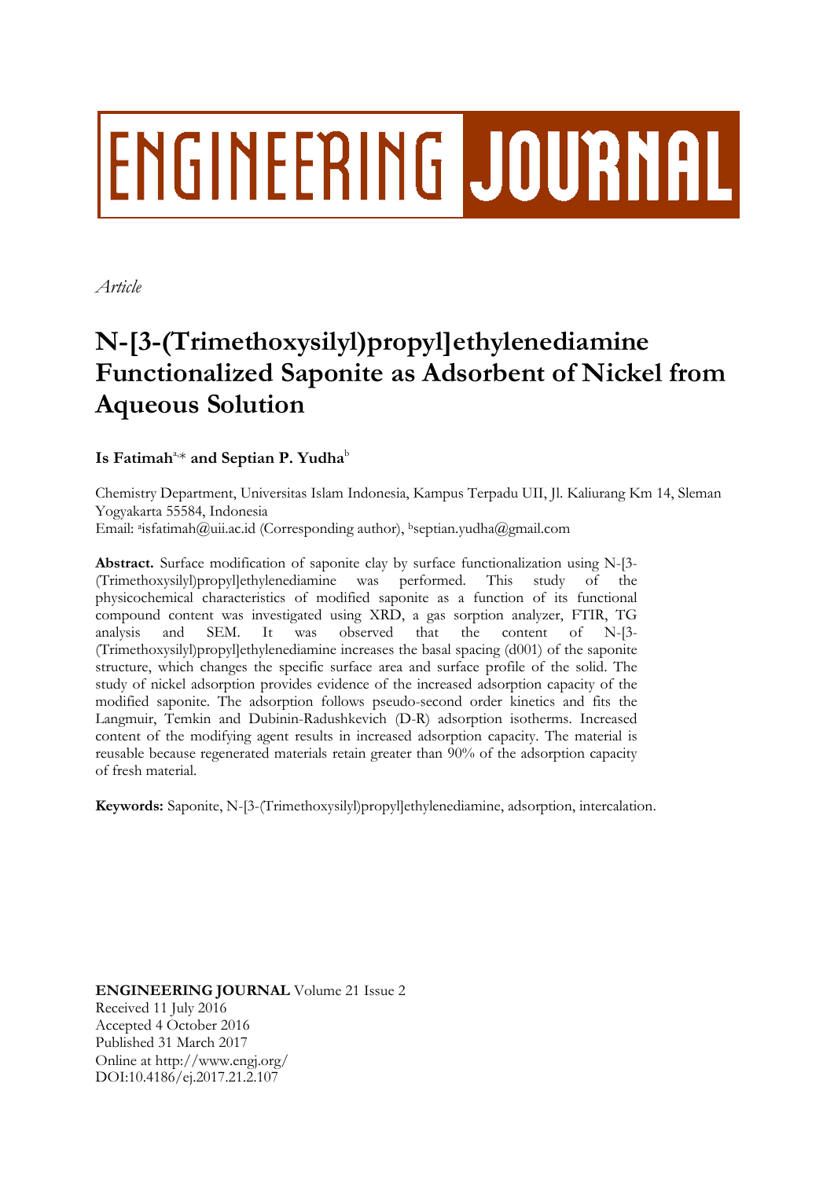# ENGINEERING JOURNAL

*Article*

# N-[3-(Trimethoxysilyl)propyl]ethylenediamine Functionalized Saponite as Adsorbent of Nickel from Aqueous Solution

**Is Fatimah**[a,*] **and Septian P. Yudha**[b]

Chemistry Department, Universitas Islam Indonesia, Kampus Terpadu UII, Jl. Kaliurang Km 14, Sleman Yogyakarta 55584, Indonesia
Email: [a]isfatimah@uii.ac.id (Corresponding author), [b]septian.yudha@gmail.com

**Abstract.** Surface modification of saponite clay by surface functionalization using N-[3-(Trimethoxysilyl)propyl]ethylenediamine was performed. This study of the physicochemical characteristics of modified saponite as a function of its functional compound content was investigated using XRD, a gas sorption analyzer, FTIR, TG analysis and SEM. It was observed that the content of N-[3-(Trimethoxysilyl)propyl]ethylenediamine increases the basal spacing (d001) of the saponite structure, which changes the specific surface area and surface profile of the solid. The study of nickel adsorption provides evidence of the increased adsorption capacity of the modified saponite. The adsorption follows pseudo-second order kinetics and fits the Langmuir, Temkin and Dubinin-Radushkevich (D-R) adsorption isotherms. Increased content of the modifying agent results in increased adsorption capacity. The material is reusable because regenerated materials retain greater than 90% of the adsorption capacity of fresh material.

**Keywords:** Saponite, N-[3-(Trimethoxysilyl)propyl]ethylenediamine, adsorption, intercalation.

**ENGINEERING JOURNAL** Volume 21 Issue 2
Received 11 July 2016
Accepted 4 October 2016
Published 31 March 2017
Online at http://www.engj.org/
DOI:10.4186/ej.2017.21.2.107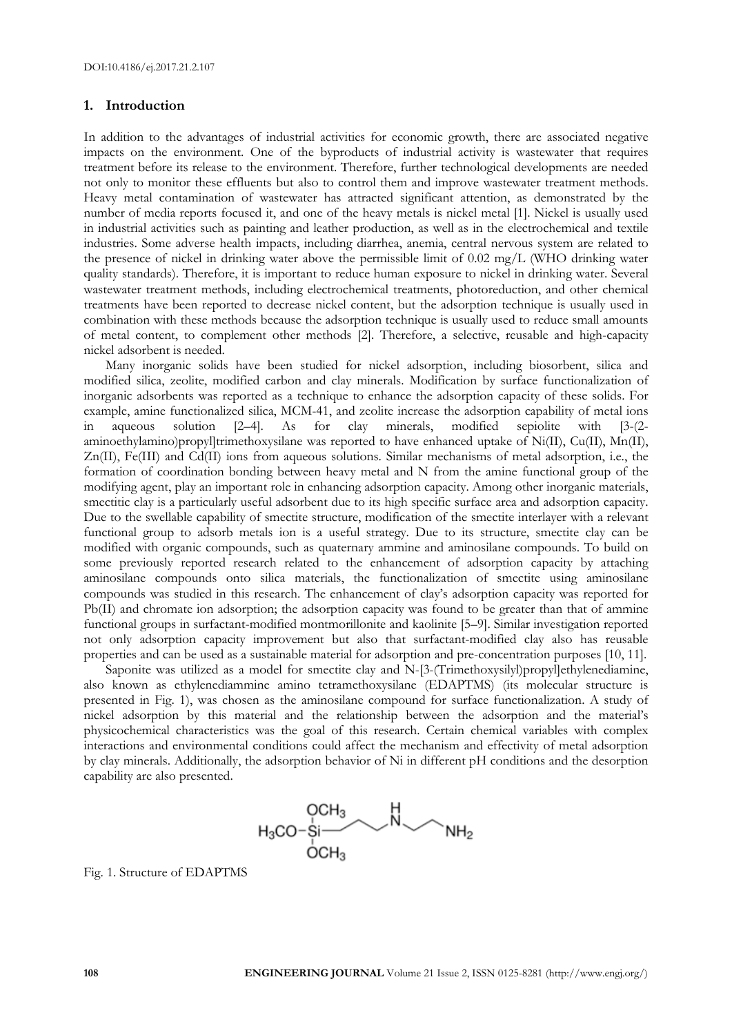## 1. Introduction

In addition to the advantages of industrial activities for economic growth, there are associated negative impacts on the environment. One of the byproducts of industrial activity is wastewater that requires treatment before its release to the environment. Therefore, further technological developments are needed not only to monitor these effluents but also to control them and improve wastewater treatment methods. Heavy metal contamination of wastewater has attracted significant attention, as demonstrated by the number of media reports focused it, and one of the heavy metals is nickel metal [1]. Nickel is usually used in industrial activities such as painting and leather production, as well as in the electrochemical and textile industries. Some adverse health impacts, including diarrhea, anemia, central nervous system are related to the presence of nickel in drinking water above the permissible limit of 0.02 mg/L (WHO drinking water quality standards). Therefore, it is important to reduce human exposure to nickel in drinking water. Several wastewater treatment methods, including electrochemical treatments, photoreduction, and other chemical treatments have been reported to decrease nickel content, but the adsorption technique is usually used in combination with these methods because the adsorption technique is usually used to reduce small amounts of metal content, to complement other methods [2]. Therefore, a selective, reusable and high-capacity nickel adsorbent is needed.

Many inorganic solids have been studied for nickel adsorption, including biosorbent, silica and modified silica, zeolite, modified carbon and clay minerals. Modification by surface functionalization of inorganic adsorbents was reported as a technique to enhance the adsorption capacity of these solids. For example, amine functionalized silica, MCM-41, and zeolite increase the adsorption capability of metal ions in aqueous solution [2–4]. As for clay minerals, modified sepiolite with [3-(2-aminoethylamino)propyl]trimethoxysilane was reported to have enhanced uptake of Ni(II), Cu(II), Mn(II), Zn(II), Fe(III) and Cd(II) ions from aqueous solutions. Similar mechanisms of metal adsorption, i.e., the formation of coordination bonding between heavy metal and N from the amine functional group of the modifying agent, play an important role in enhancing adsorption capacity. Among other inorganic materials, smectitic clay is a particularly useful adsorbent due to its high specific surface area and adsorption capacity. Due to the swellable capability of smectite structure, modification of the smectite interlayer with a relevant functional group to adsorb metals ion is a useful strategy. Due to its structure, smectite clay can be modified with organic compounds, such as quaternary ammine and aminosilane compounds. To build on some previously reported research related to the enhancement of adsorption capacity by attaching aminosilane compounds onto silica materials, the functionalization of smectite using aminosilane compounds was studied in this research. The enhancement of clay's adsorption capacity was reported for Pb(II) and chromate ion adsorption; the adsorption capacity was found to be greater than that of ammine functional groups in surfactant-modified montmorillonite and kaolinite [5–9]. Similar investigation reported not only adsorption capacity improvement but also that surfactant-modified clay also has reusable properties and can be used as a sustainable material for adsorption and pre-concentration purposes [10, 11].

Saponite was utilized as a model for smectite clay and N-[3-(Trimethoxysilyl)propyl]ethylenediamine, also known as ethylenediammine amino tetramethoxysilane (EDAPTMS) (its molecular structure is presented in Fig. 1), was chosen as the aminosilane compound for surface functionalization. A study of nickel adsorption by this material and the relationship between the adsorption and the material's physicochemical characteristics was the goal of this research. Certain chemical variables with complex interactions and environmental conditions could affect the mechanism and effectivity of metal adsorption by clay minerals. Additionally, the adsorption behavior of Ni in different pH conditions and the desorption capability are also presented.

$$H_3CO-Si(OCH_3)_2-CH_2CH_2CH_2-NH-CH_2CH_2-NH_2$$

Fig. 1. Structure of EDAPTMS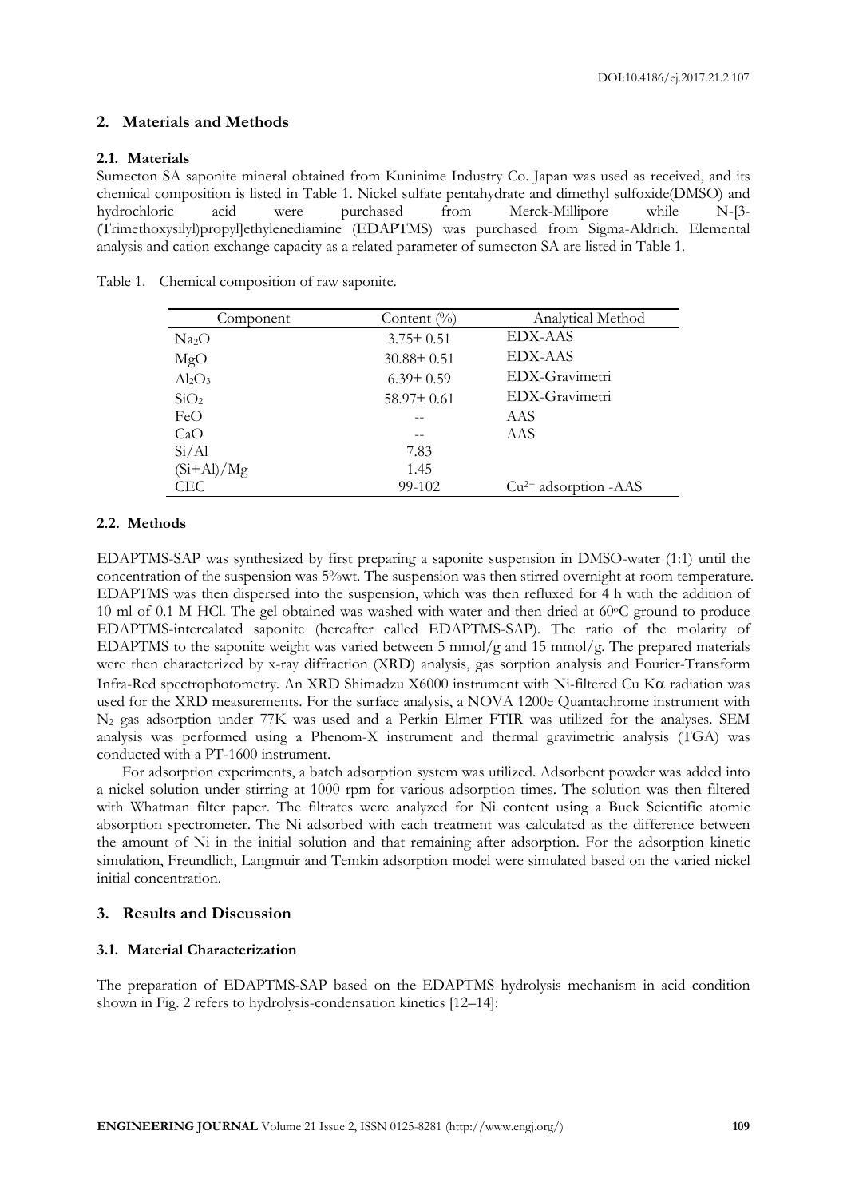## 2. Materials and Methods

### 2.1. Materials

Sumecton SA saponite mineral obtained from Kuninime Industry Co. Japan was used as received, and its chemical composition is listed in Table 1. Nickel sulfate pentahydrate and dimethyl sulfoxide(DMSO) and hydrochloric acid were purchased from Merck-Millipore while N-[3-(Trimethoxysilyl)propyl]ethylenediamine (EDAPTMS) was purchased from Sigma-Aldrich. Elemental analysis and cation exchange capacity as a related parameter of sumecton SA are listed in Table 1.

Table 1. Chemical composition of raw saponite.

| Component | Content (%) | Analytical Method |
|---|---|---|
| $Na_2O$ | 3.75± 0.51 | EDX-AAS |
| MgO | 30.88± 0.51 | EDX-AAS |
| $Al_2O_3$ | 6.39± 0.59 | EDX-Gravimetri |
| $SiO_2$ | 58.97± 0.61 | EDX-Gravimetri |
| FeO | -- | AAS |
| CaO | -- | AAS |
| Si/Al | 7.83 | |
| (Si+Al)/Mg | 1.45 | |
| CEC | 99-102 | $Cu^{2+}$ adsorption -AAS |

### 2.2. Methods

EDAPTMS-SAP was synthesized by first preparing a saponite suspension in DMSO-water (1:1) until the concentration of the suspension was 5%wt. The suspension was then stirred overnight at room temperature. EDAPTMS was then dispersed into the suspension, which was then refluxed for 4 h with the addition of 10 ml of 0.1 M HCl. The gel obtained was washed with water and then dried at 60°C ground to produce EDAPTMS-intercalated saponite (hereafter called EDAPTMS-SAP). The ratio of the molarity of EDAPTMS to the saponite weight was varied between 5 mmol/g and 15 mmol/g. The prepared materials were then characterized by x-ray diffraction (XRD) analysis, gas sorption analysis and Fourier-Transform Infra-Red spectrophotometry. An XRD Shimadzu X6000 instrument with Ni-filtered Cu K$\alpha$ radiation was used for the XRD measurements. For the surface analysis, a NOVA 1200e Quantachrome instrument with $N_2$ gas adsorption under 77K was used and a Perkin Elmer FTIR was utilized for the analyses. SEM analysis was performed using a Phenom-X instrument and thermal gravimetric analysis (TGA) was conducted with a PT-1600 instrument.

For adsorption experiments, a batch adsorption system was utilized. Adsorbent powder was added into a nickel solution under stirring at 1000 rpm for various adsorption times. The solution was then filtered with Whatman filter paper. The filtrates were analyzed for Ni content using a Buck Scientific atomic absorption spectrometer. The Ni adsorbed with each treatment was calculated as the difference between the amount of Ni in the initial solution and that remaining after adsorption. For the adsorption kinetic simulation, Freundlich, Langmuir and Temkin adsorption model were simulated based on the varied nickel initial concentration.

## 3. Results and Discussion

### 3.1. Material Characterization

The preparation of EDAPTMS-SAP based on the EDAPTMS hydrolysis mechanism in acid condition shown in Fig. 2 refers to hydrolysis-condensation kinetics [12–14]: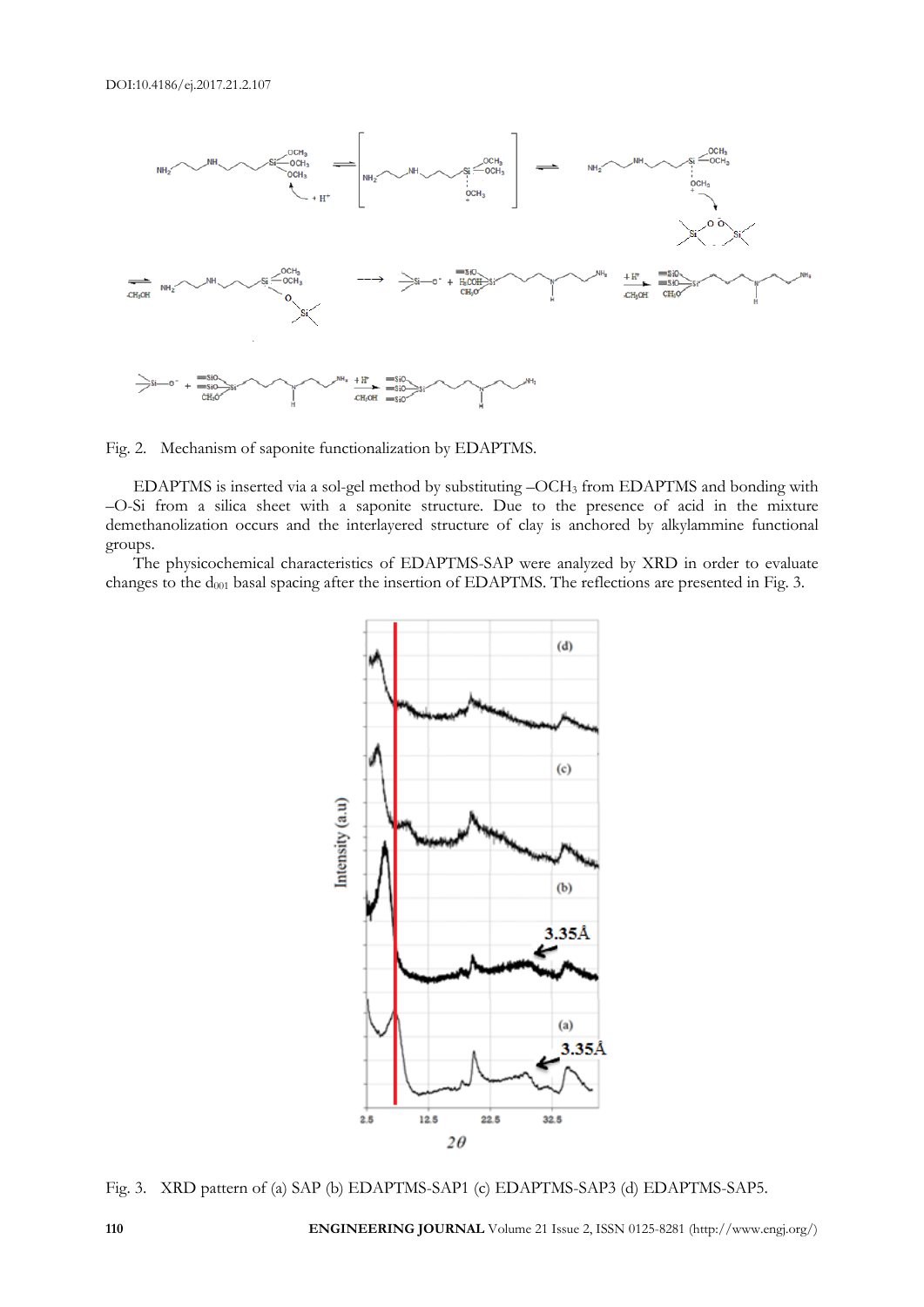Fig. 2. Mechanism of saponite functionalization by EDAPTMS.

EDAPTMS is inserted via a sol-gel method by substituting $-OCH_3$ from EDAPTMS and bonding with –O-Si from a silica sheet with a saponite structure. Due to the presence of acid in the mixture demethanolization occurs and the interlayered structure of clay is anchored by alkylammine functional groups.

The physicochemical characteristics of EDAPTMS-SAP were analyzed by XRD in order to evaluate changes to the $d_{001}$ basal spacing after the insertion of EDAPTMS. The reflections are presented in Fig. 3.

Fig. 3. XRD pattern of (a) SAP (b) EDAPTMS-SAP1 (c) EDAPTMS-SAP3 (d) EDAPTMS-SAP5.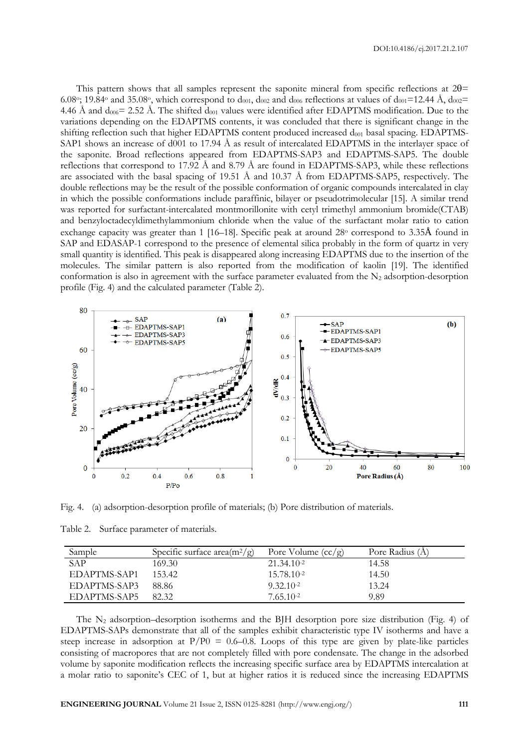This pattern shows that all samples represent the saponite mineral from specific reflections at $2\theta$= 6.08°; 19.84° and 35.08°, which correspond to $d_{001}$, $d_{002}$ and $d_{006}$ reflections at values of $d_{001}$=12.44 Å, $d_{002}$= 4.46 Å and $d_{006}$= 2.52 Å. The shifted $d_{001}$ values were identified after EDAPTMS modification. Due to the variations depending on the EDAPTMS contents, it was concluded that there is significant change in the shifting reflection such that higher EDAPTMS content produced increased $d_{001}$ basal spacing. EDAPTMS-SAP1 shows an increase of d001 to 17.94 Å as result of intercalated EDAPTMS in the interlayer space of the saponite. Broad reflections appeared from EDAPTMS-SAP3 and EDAPTMS-SAP5. The double reflections that correspond to 17.92 Å and 8.79 Å are found in EDAPTMS-SAP3, while these reflections are associated with the basal spacing of 19.51 Å and 10.37 Å from EDAPTMS-SAP5, respectively. The double reflections may be the result of the possible conformation of organic compounds intercalated in clay in which the possible conformations include paraffinic, bilayer or pseudotrimolecular [15]. A similar trend was reported for surfactant-intercalated montmorillonite with cetyl trimethyl ammonium bromide(CTAB) and benzyloctadecyldimethylammonium chloride when the value of the surfactant molar ratio to cation exchange capacity was greater than 1 [16–18]. Specific peak at around 28° correspond to 3.35Å found in SAP and EDASAP-1 correspond to the presence of elemental silica probably in the form of quartz in very small quantity is identified. This peak is disappeared along increasing EDAPTMS due to the insertion of the molecules. The similar pattern is also reported from the modification of kaolin [19]. The identified conformation is also in agreement with the surface parameter evaluated from the $N_2$ adsorption-desorption profile (Fig. 4) and the calculated parameter (Table 2).

Fig. 4. (a) adsorption-desorption profile of materials; (b) Pore distribution of materials.

Table 2. Surface parameter of materials.

| Sample | Specific surface area($m^2/g$) | Pore Volume (cc/g) | Pore Radius (Å) |
|---|---|---|---|
| SAP | 169.30 | $21.34.10^{-2}$ | 14.58 |
| EDAPTMS-SAP1 | 153.42 | $15.78.10^{-2}$ | 14.50 |
| EDAPTMS-SAP3 | 88.86 | $9.32.10^{-2}$ | 13.24 |
| EDAPTMS-SAP5 | 82.32 | $7.65.10^{-2}$ | 9.89 |

The $N_2$ adsorption–desorption isotherms and the BJH desorption pore size distribution (Fig. 4) of EDAPTMS-SAPs demonstrate that all of the samples exhibit characteristic type IV isotherms and have a steep increase in adsorption at $P/P0$ = 0.6–0.8. Loops of this type are given by plate-like particles consisting of macropores that are not completely filled with pore condensate. The change in the adsorbed volume by saponite modification reflects the increasing specific surface area by EDAPTMS intercalation at a molar ratio to saponite's CEC of 1, but at higher ratios it is reduced since the increasing EDAPTMS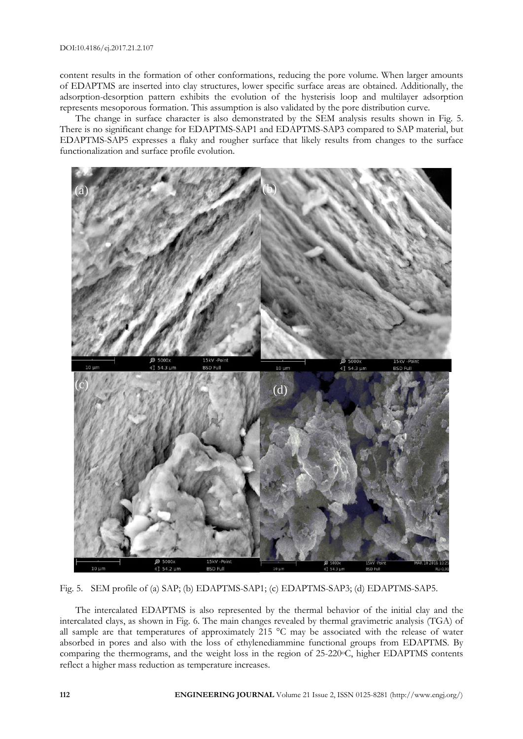content results in the formation of other conformations, reducing the pore volume. When larger amounts of EDAPTMS are inserted into clay structures, lower specific surface areas are obtained. Additionally, the adsorption-desorption pattern exhibits the evolution of the hysterisis loop and multilayer adsorption represents mesoporous formation. This assumption is also validated by the pore distribution curve.

The change in surface character is also demonstrated by the SEM analysis results shown in Fig. 5. There is no significant change for EDAPTMS-SAP1 and EDAPTMS-SAP3 compared to SAP material, but EDAPTMS-SAP5 expresses a flaky and rougher surface that likely results from changes to the surface functionalization and surface profile evolution.

Fig. 5. SEM profile of (a) SAP; (b) EDAPTMS-SAP1; (c) EDAPTMS-SAP3; (d) EDAPTMS-SAP5.

The intercalated EDAPTMS is also represented by the thermal behavior of the initial clay and the intercalated clays, as shown in Fig. 6. The main changes revealed by thermal gravimetric analysis (TGA) of all sample are that temperatures of approximately 215 °C may be associated with the release of water absorbed in pores and also with the loss of ethylenediammine functional groups from EDAPTMS. By comparing the thermograms, and the weight loss in the region of 25-220°C, higher EDAPTMS contents reflect a higher mass reduction as temperature increases.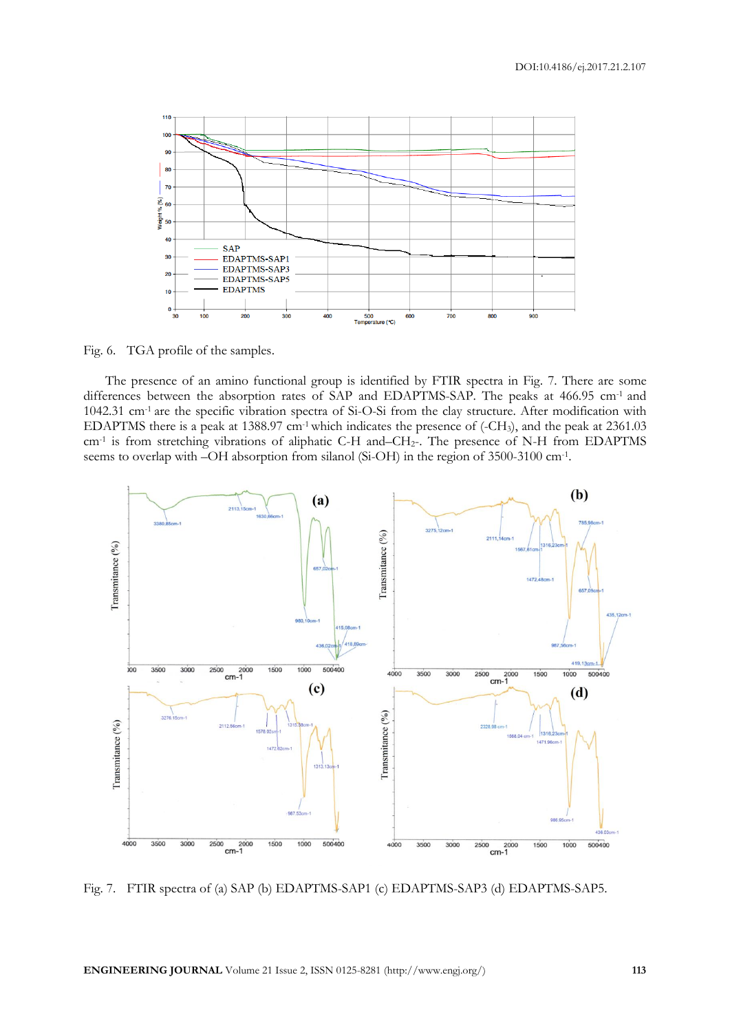Fig. 6. TGA profile of the samples.

The presence of an amino functional group is identified by FTIR spectra in Fig. 7. There are some differences between the absorption rates of SAP and EDAPTMS-SAP. The peaks at 466.95 $cm^{-1}$ and 1042.31 $cm^{-1}$ are the specific vibration spectra of Si-O-Si from the clay structure. After modification with EDAPTMS there is a peak at 1388.97 $cm^{-1}$ which indicates the presence of ($-CH_3$), and the peak at 2361.03 $cm^{-1}$ is from stretching vibrations of aliphatic C-H and $-CH_2-$. The presence of N-H from EDAPTMS seems to overlap with –OH absorption from silanol (Si-OH) in the region of 3500-3100 $cm^{-1}$.

Fig. 7. FTIR spectra of (a) SAP (b) EDAPTMS-SAP1 (c) EDAPTMS-SAP3 (d) EDAPTMS-SAP5.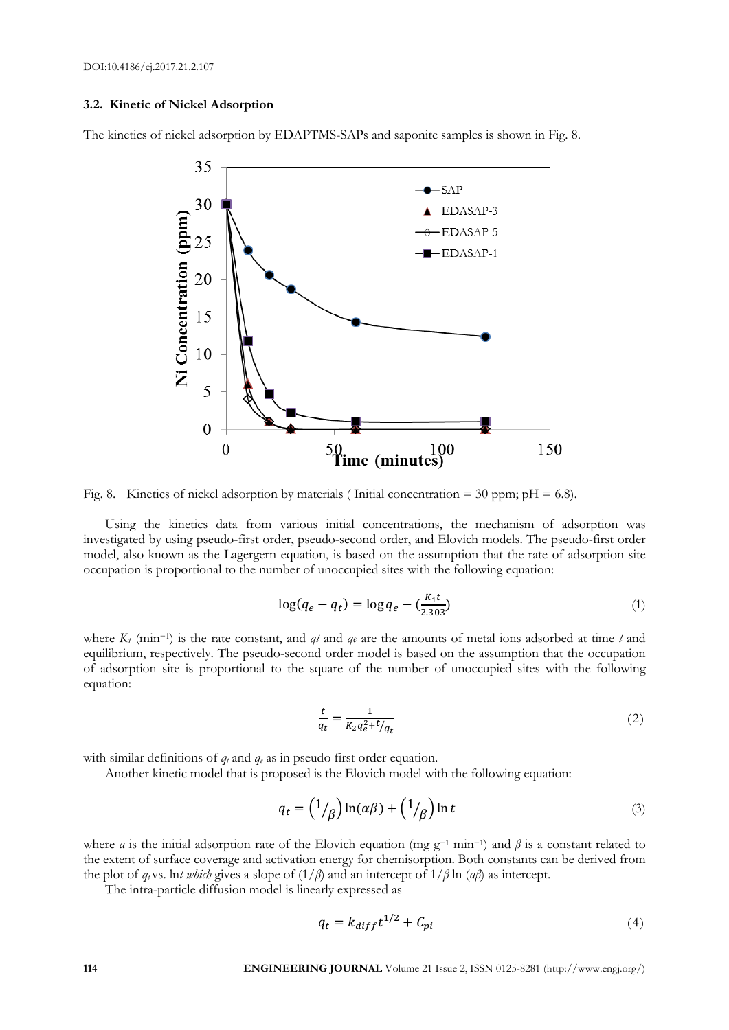### 3.2. Kinetic of Nickel Adsorption

The kinetics of nickel adsorption by EDAPTMS-SAPs and saponite samples is shown in Fig. 8.

Fig. 8. Kinetics of nickel adsorption by materials ( Initial concentration = 30 ppm; pH = 6.8).

Using the kinetics data from various initial concentrations, the mechanism of adsorption was investigated by using pseudo-first order, pseudo-second order, and Elovich models. The pseudo-first order model, also known as the Lagergern equation, is based on the assumption that the rate of adsorption site occupation is proportional to the number of unoccupied sites with the following equation:

$$\log(q_e - q_t) = \log q_e - (\frac{K_1 t}{2.303}) \tag{1}$$

where $K_1$ (min$^{-1}$) is the rate constant, and $qt$ and $qe$ are the amounts of metal ions adsorbed at time $t$ and equilibrium, respectively. The pseudo-second order model is based on the assumption that the occupation of adsorption site is proportional to the square of the number of unoccupied sites with the following equation:

$$\frac{t}{q_t} = \frac{1}{K_2 q_e^2 + t/q_t} \tag{2}$$

with similar definitions of $q_t$ and $q_e$ as in pseudo first order equation.

Another kinetic model that is proposed is the Elovich model with the following equation:

$$q_t = \left(1/_\beta\right)\ln(\alpha\beta) + \left(1/_\beta\right)\ln t \tag{3}$$

where $a$ is the initial adsorption rate of the Elovich equation (mg g$^{-1}$ min$^{-1}$) and $\beta$ is a constant related to the extent of surface coverage and activation energy for chemisorption. Both constants can be derived from the plot of $q_t$ vs. ln*t which* gives a slope of $(1/\beta)$ and an intercept of $1/\beta \ln(a\beta)$ as intercept.

The intra-particle diffusion model is linearly expressed as

$$q_t = k_{diff} t^{1/2} + C_{pi} \tag{4}$$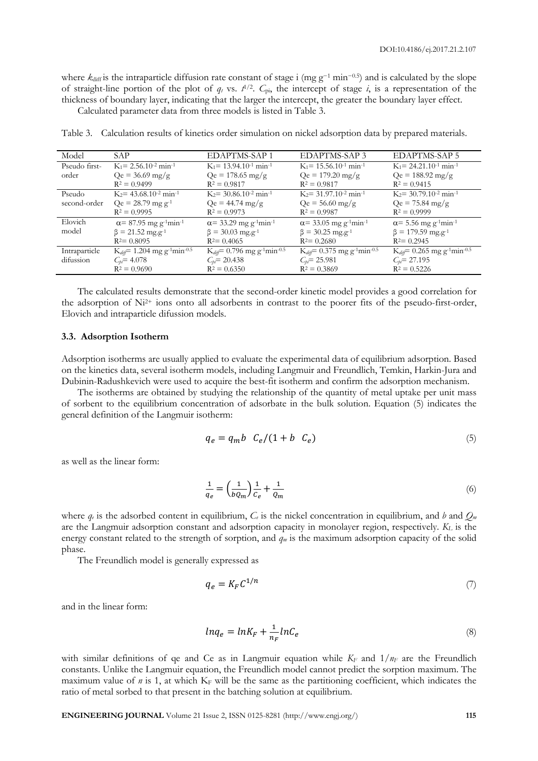where $k_{diff}$ is the intraparticle diffusion rate constant of stage i (mg g$^{-1}$ min$^{-0.5}$) and is calculated by the slope of straight-line portion of the plot of $q_t$ vs. $t^{1/2}$. $C_{pi}$, the intercept of stage $i$, is a representation of the thickness of boundary layer, indicating that the larger the intercept, the greater the boundary layer effect.

Calculated parameter data from three models is listed in Table 3.

Table 3. Calculation results of kinetics order simulation on nickel adsorption data by prepared materials.

| Model | SAP | EDAPTMS-SAP 1 | EDAPTMS-SAP 3 | EDAPTMS-SAP 5 |
|---|---|---|---|---|
| Pseudo first-order | $K_1$= 2.56.10$^{-2}$ min$^{-1}$<br>Qe = 36.69 mg/g<br>$R^2$ = 0.9499 | $K_1$= 13.94.10$^{-1}$ min$^{-1}$<br>Qe = 178.65 mg/g<br>$R^2$ = 0.9817 | $K_1$= 15.56.10$^{-1}$ min$^{-1}$<br>Qe = 179.20 mg/g<br>$R^2$ = 0.9817 | $K_1$= 24.21.10$^{-1}$ min$^{-1}$<br>Qe = 188.92 mg/g<br>$R^2$ = 0.9415 |
| Pseudo second-order | $K_2$= 43.68.10$^{-2}$ min$^{-1}$<br>Qe = 28.79 mg g$^{-1}$<br>$R^2$ = 0.9995 | $K_2$= 30.86.10$^{-2}$ min$^{-1}$<br>Qe = 44.74 mg/g<br>$R^2$ = 0.9973 | $K_2$= 31.97.10$^{-2}$ min$^{-1}$<br>Qe = 56.60 mg/g<br>$R^2$ = 0.9987 | $K_2$= 30.79.10$^{-2}$ min$^{-1}$<br>Qe = 75.84 mg/g<br>$R^2$ = 0.9999 |
| Elovich model | $\alpha$= 87.95 mg g$^{-1}$min$^{-1}$<br>$\beta$ = 21.52 mg.g$^{-1}$<br>$R^2$= 0.8095 | $\alpha$= 33.29 mg g$^{-1}$min$^{-1}$<br>$\beta$ = 30.03 mg.g$^{-1}$<br>$R^2$= 0.4065 | $\alpha$= 33.05 mg g$^{-1}$min$^{-1}$<br>$\beta$ = 30.25 mg.g$^{-1}$<br>$R^2$= 0.2680 | $\alpha$= 5.56 mg g$^{-1}$min$^{-1}$<br>$\beta$ = 179.59 mg.g$^{-1}$<br>$R^2$= 0.2945 |
| Intraparticle difussion | $K_{diff}$= 1.204 mg g$^{-1}$min$^{-0.5}$<br>$C_{pi}$= 4.078<br>$R^2$ = 0.9690 | $K_{diff}$= 0.796 mg g$^{-1}$min$^{-0.5}$<br>$C_{pi}$= 20.438<br>$R^2$ = 0.6350 | $K_{diff}$= 0.375 mg g$^{-1}$min$^{-0.5}$<br>$C_{pi}$= 25.981<br>$R^2$ = 0.3869 | $K_{diff}$= 0.265 mg g$^{-1}$min$^{-0.5}$<br>$C_{pi}$= 27.195<br>$R^2$ = 0.5226 |

The calculated results demonstrate that the second-order kinetic model provides a good correlation for the adsorption of $Ni^{2+}$ ions onto all adsorbents in contrast to the poorer fits of the pseudo-first-order, Elovich and intraparticle difussion models.

### 3.3. Adsorption Isotherm

Adsorption isotherms are usually applied to evaluate the experimental data of equilibrium adsorption. Based on the kinetics data, several isotherm models, including Langmuir and Freundlich, Temkin, Harkin-Jura and Dubinin-Radushkevich were used to acquire the best-fit isotherm and confirm the adsorption mechanism.

The isotherms are obtained by studying the relationship of the quantity of metal uptake per unit mass of sorbent to the equilibrium concentration of adsorbate in the bulk solution. Equation (5) indicates the general definition of the Langmuir isotherm:

$$q_e = q_m b \;\; C_e/(1 + b \;\; C_e) \tag{5}$$

as well as the linear form:

$$\frac{1}{q_e} = \left(\frac{1}{bQ_m}\right)\frac{1}{C_e} + \frac{1}{Q_m} \tag{6}$$

where $q_e$ is the adsorbed content in equilibrium, $C_e$ is the nickel concentration in equilibrium, and $b$ and $Q_m$ are the Langmuir adsorption constant and adsorption capacity in monolayer region, respectively. $K_L$ is the energy constant related to the strength of sorption, and $q_m$ is the maximum adsorption capacity of the solid phase.

The Freundlich model is generally expressed as

$$q_e = K_F C^{1/n} \tag{7}$$

and in the linear form:

$$lnq_e = lnK_F + \frac{1}{n_F}lnC_e \tag{8}$$

with similar definitions of qe and Ce as in Langmuir equation while $K_F$ and $1/n_F$ are the Freundlich constants. Unlike the Langmuir equation, the Freundlich model cannot predict the sorption maximum. The maximum value of $n$ is 1, at which $K_F$ will be the same as the partitioning coefficient, which indicates the ratio of metal sorbed to that present in the batching solution at equilibrium.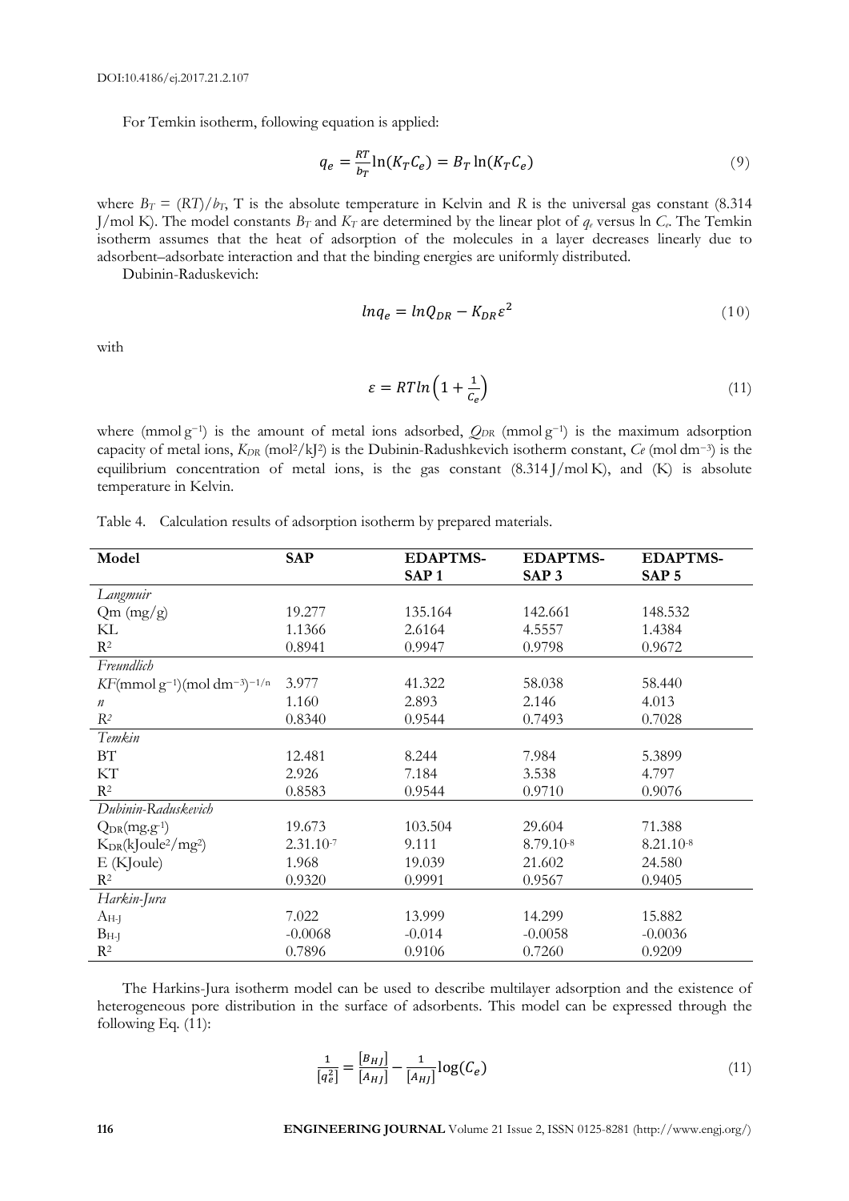For Temkin isotherm, following equation is applied:

$$q_e = \frac{RT}{b_T}\ln(K_T C_e) = B_T \ln(K_T C_e) \tag{9}$$

where $B_T = (RT)/b_T$, T is the absolute temperature in Kelvin and $R$ is the universal gas constant (8.314 J/mol K). The model constants $B_T$ and $K_T$ are determined by the linear plot of $q_e$ versus ln $C_e$. The Temkin isotherm assumes that the heat of adsorption of the molecules in a layer decreases linearly due to adsorbent–adsorbate interaction and that the binding energies are uniformly distributed.

Dubinin-Raduskevich:

$$lnq_e = lnQ_{DR} - K_{DR}\varepsilon^2 \tag{10}$$

with

$$\varepsilon = RTln\left(1 + \frac{1}{C_e}\right) \tag{11}$$

where (mmol g⁻¹) is the amount of metal ions adsorbed, $Q_{DR}$ (mmol g⁻¹) is the maximum adsorption capacity of metal ions, $K_{DR}$ (mol²/kJ²) is the Dubinin-Radushkevich isotherm constant, $Ce$ (mol dm⁻³) is the equilibrium concentration of metal ions, is the gas constant (8.314 J/mol K), and (K) is absolute temperature in Kelvin.

Table 4. Calculation results of adsorption isotherm by prepared materials.

| Model | SAP | EDAPTMS-SAP 1 | EDAPTMS-SAP 3 | EDAPTMS-SAP 5 |
|---|---|---|---|---|
| *Langmuir* | | | | |
| Qm (mg/g) | 19.277 | 135.164 | 142.661 | 148.532 |
| KL | 1.1366 | 2.6164 | 4.5557 | 1.4384 |
| $R^2$ | 0.8941 | 0.9947 | 0.9798 | 0.9672 |
| *Freundlich* | | | | |
| $KF$(mmol g⁻¹)(mol dm⁻³)⁻¹/ⁿ | 3.977 | 41.322 | 58.038 | 58.440 |
| $n$ | 1.160 | 2.893 | 2.146 | 4.013 |
| $R^2$ | 0.8340 | 0.9544 | 0.7493 | 0.7028 |
| *Temkin* | | | | |
| BT | 12.481 | 8.244 | 7.984 | 5.3899 |
| KT | 2.926 | 7.184 | 3.538 | 4.797 |
| $R^2$ | 0.8583 | 0.9544 | 0.9710 | 0.9076 |
| *Dubinin-Raduskevich* | | | | |
| $Q_{DR}$(mg.g⁻¹) | 19.673 | 103.504 | 29.604 | 71.388 |
| $K_{DR}$(kJoule²/mg²) | 2.31.10⁻⁷ | 9.111 | 8.79.10⁻⁸ | 8.21.10⁻⁸ |
| E (KJoule) | 1.968 | 19.039 | 21.602 | 24.580 |
| $R^2$ | 0.9320 | 0.9991 | 0.9567 | 0.9405 |
| *Harkin-Jura* | | | | |
| $A_{H\text{-}J}$ | 7.022 | 13.999 | 14.299 | 15.882 |
| $B_{H\text{-}J}$ | -0.0068 | -0.014 | -0.0058 | -0.0036 |
| $R^2$ | 0.7896 | 0.9106 | 0.7260 | 0.9209 |

The Harkins-Jura isotherm model can be used to describe multilayer adsorption and the existence of heterogeneous pore distribution in the surface of adsorbents. This model can be expressed through the following Eq. (11):

$$\frac{1}{[q_e^2]} = \frac{[B_{HJ}]}{[A_{HJ}]} - \frac{1}{[A_{HJ}]}\log(C_e) \tag{11}$$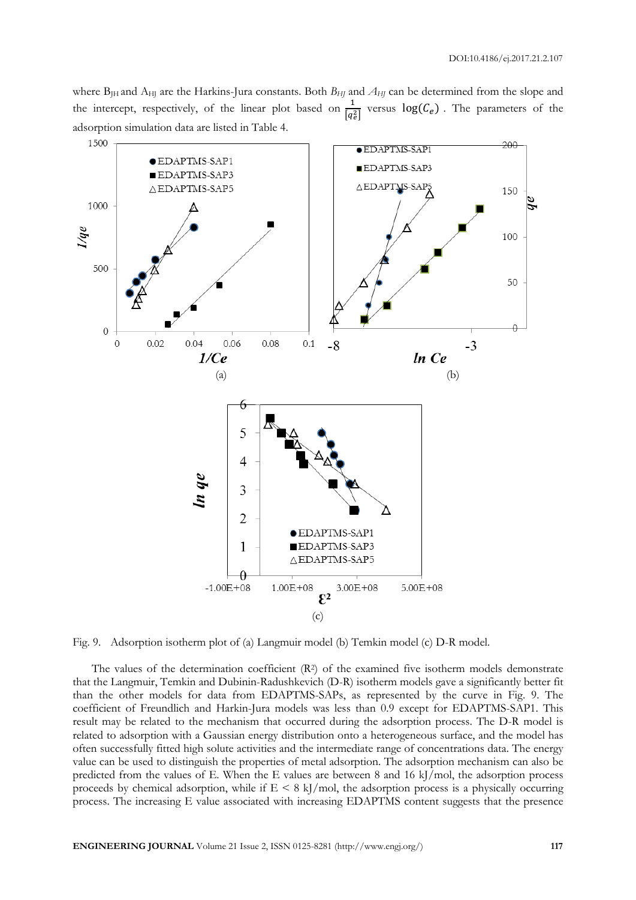where $B_{JH}$ and $A_{HJ}$ are the Harkins-Jura constants. Both $B_{HJ}$ and $A_{HJ}$ can be determined from the slope and the intercept, respectively, of the linear plot based on $\frac{1}{[q_e^2]}$ versus $\log(C_e)$. The parameters of the adsorption simulation data are listed in Table 4.

Fig. 9. Adsorption isotherm plot of (a) Langmuir model (b) Temkin model (c) D-R model.

The values of the determination coefficient ($R^2$) of the examined five isotherm models demonstrate that the Langmuir, Temkin and Dubinin-Radushkevich (D-R) isotherm models gave a significantly better fit than the other models for data from EDAPTMS-SAPs, as represented by the curve in Fig. 9. The coefficient of Freundlich and Harkin-Jura models was less than 0.9 except for EDAPTMS-SAP1. This result may be related to the mechanism that occurred during the adsorption process. The D-R model is related to adsorption with a Gaussian energy distribution onto a heterogeneous surface, and the model has often successfully fitted high solute activities and the intermediate range of concentrations data. The energy value can be used to distinguish the properties of metal adsorption. The adsorption mechanism can also be predicted from the values of E. When the E values are between 8 and 16 kJ/mol, the adsorption process proceeds by chemical adsorption, while if $E < 8$ kJ/mol, the adsorption process is a physically occurring process. The increasing E value associated with increasing EDAPTMS content suggests that the presence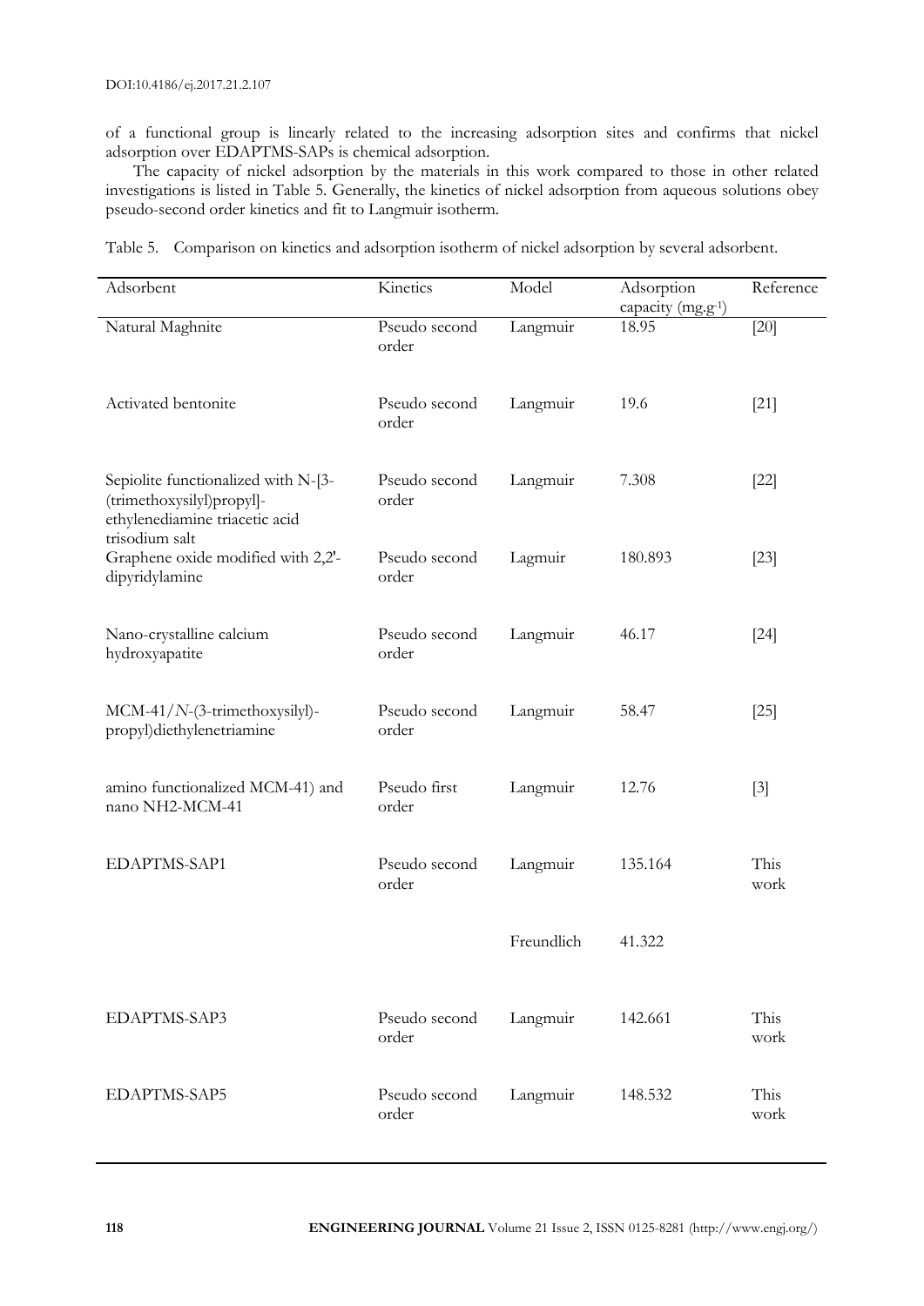of a functional group is linearly related to the increasing adsorption sites and confirms that nickel adsorption over EDAPTMS-SAPs is chemical adsorption.

The capacity of nickel adsorption by the materials in this work compared to those in other related investigations is listed in Table 5. Generally, the kinetics of nickel adsorption from aqueous solutions obey pseudo-second order kinetics and fit to Langmuir isotherm.

Table 5. Comparison on kinetics and adsorption isotherm of nickel adsorption by several adsorbent.

| Adsorbent | Kinetics | Model | Adsorption capacity ($mg.g^{-1}$) | Reference |
|---|---|---|---|---|
| Natural Maghnite | Pseudo second order | Langmuir | 18.95 | [20] |
| Activated bentonite | Pseudo second order | Langmuir | 19.6 | [21] |
| Sepiolite functionalized with N-[3-(trimethoxysilyl)propyl]-ethylenediamine triacetic acid trisodium salt | Pseudo second order | Langmuir | 7.308 | [22] |
| Graphene oxide modified with 2,2'-dipyridylamine | Pseudo second order | Lagmuir | 180.893 | [23] |
| Nano-crystalline calcium hydroxyapatite | Pseudo second order | Langmuir | 46.17 | [24] |
| MCM-41/*N*-(3-trimethoxysilyl)-propyl)diethylenetriamine | Pseudo second order | Langmuir | 58.47 | [25] |
| amino functionalized MCM-41) and nano NH2-MCM-41 | Pseudo first order | Langmuir | 12.76 | [3] |
| EDAPTMS-SAP1 | Pseudo second order | Langmuir | 135.164 | This work |
| | | Freundlich | 41.322 | |
| EDAPTMS-SAP3 | Pseudo second order | Langmuir | 142.661 | This work |
| EDAPTMS-SAP5 | Pseudo second order | Langmuir | 148.532 | This work |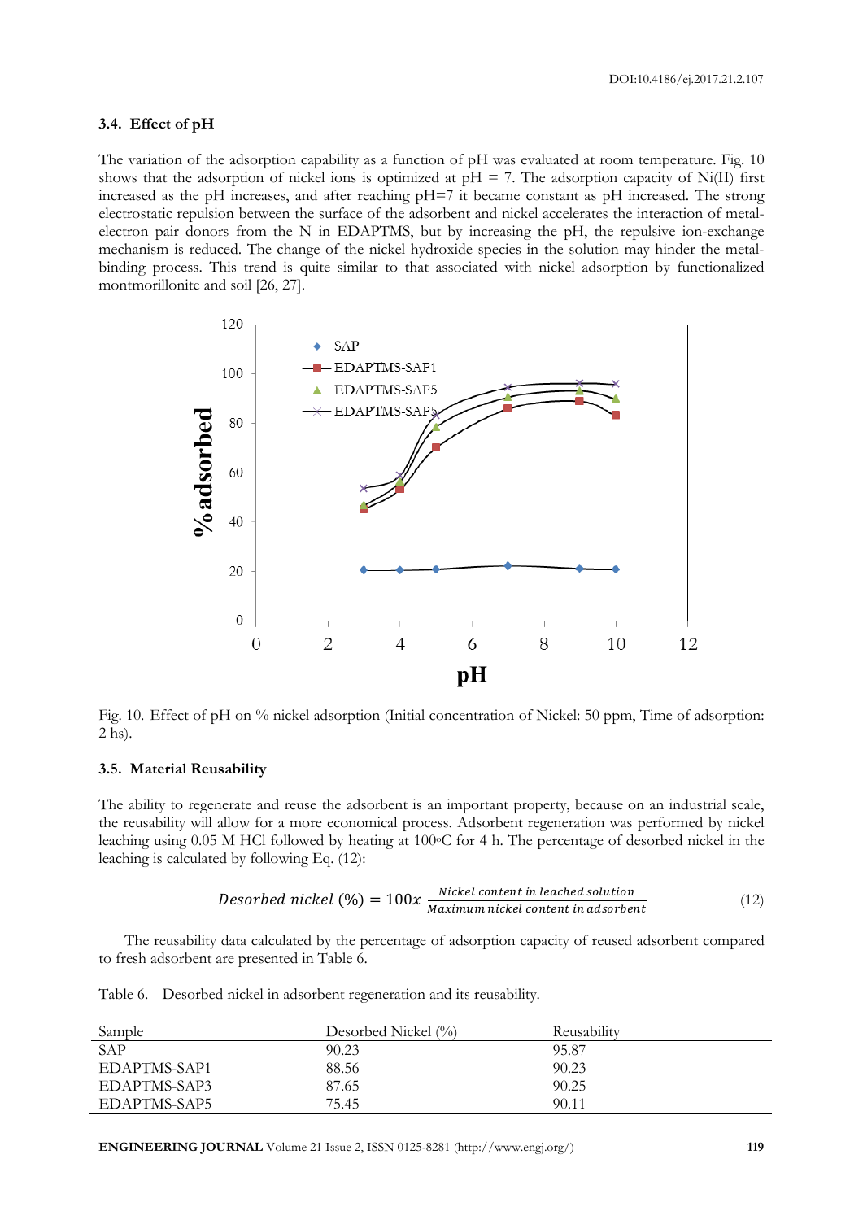### 3.4. Effect of pH

The variation of the adsorption capability as a function of pH was evaluated at room temperature. Fig. 10 shows that the adsorption of nickel ions is optimized at pH = 7. The adsorption capacity of Ni(II) first increased as the pH increases, and after reaching pH=7 it became constant as pH increased. The strong electrostatic repulsion between the surface of the adsorbent and nickel accelerates the interaction of metal-electron pair donors from the N in EDAPTMS, but by increasing the pH, the repulsive ion-exchange mechanism is reduced. The change of the nickel hydroxide species in the solution may hinder the metal-binding process. This trend is quite similar to that associated with nickel adsorption by functionalized montmorillonite and soil [26, 27].

Fig. 10. Effect of pH on % nickel adsorption (Initial concentration of Nickel: 50 ppm, Time of adsorption: 2 hs).

### 3.5. Material Reusability

The ability to regenerate and reuse the adsorbent is an important property, because on an industrial scale, the reusability will allow for a more economical process. Adsorbent regeneration was performed by nickel leaching using 0.05 M HCl followed by heating at 100$^{o}$C for 4 h. The percentage of desorbed nickel in the leaching is calculated by following Eq. (12):

$$Desorbed\ nickel\ (\%) = 100x\ \frac{Nickel\ content\ in\ leached\ solution}{Maximum\ nickel\ content\ in\ adsorbent} \tag{12}$$

The reusability data calculated by the percentage of adsorption capacity of reused adsorbent compared to fresh adsorbent are presented in Table 6.

Table 6. Desorbed nickel in adsorbent regeneration and its reusability.

| Sample | Desorbed Nickel (%) | Reusability |
|---|---|---|
| SAP | 90.23 | 95.87 |
| EDAPTMS-SAP1 | 88.56 | 90.23 |
| EDAPTMS-SAP3 | 87.65 | 90.25 |
| EDAPTMS-SAP5 | 75.45 | 90.11 |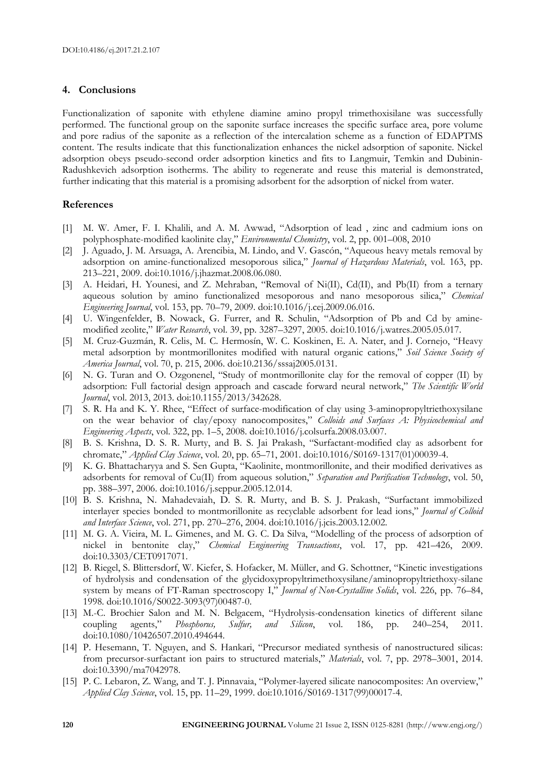## 4. Conclusions

Functionalization of saponite with ethylene diamine amino propyl trimethoxisilane was successfully performed. The functional group on the saponite surface increases the specific surface area, pore volume and pore radius of the saponite as a reflection of the intercalation scheme as a function of EDAPTMS content. The results indicate that this functionalization enhances the nickel adsorption of saponite. Nickel adsorption obeys pseudo-second order adsorption kinetics and fits to Langmuir, Temkin and Dubinin-Radushkevich adsorption isotherms. The ability to regenerate and reuse this material is demonstrated, further indicating that this material is a promising adsorbent for the adsorption of nickel from water.

## References

[1] M. W. Amer, F. I. Khalili, and A. M. Awwad, "Adsorption of lead , zinc and cadmium ions on polyphosphate-modified kaolinite clay," *Environmental Chemistry*, vol. 2, pp. 001–008, 2010

[2] J. Aguado, J. M. Arsuaga, A. Arencibia, M. Lindo, and V. Gascón, "Aqueous heavy metals removal by adsorption on amine-functionalized mesoporous silica," *Journal of Hazardous Materials*, vol. 163, pp. 213–221, 2009. doi:10.1016/j.jhazmat.2008.06.080.

[3] A. Heidari, H. Younesi, and Z. Mehraban, "Removal of Ni(II), Cd(II), and Pb(II) from a ternary aqueous solution by amino functionalized mesoporous and nano mesoporous silica," *Chemical Engineering Journal*, vol. 153, pp. 70–79, 2009. doi:10.1016/j.cej.2009.06.016.

[4] U. Wingenfelder, B. Nowack, G. Furrer, and R. Schulin, "Adsorption of Pb and Cd by amine-modified zeolite," *Water Research*, vol. 39, pp. 3287–3297, 2005. doi:10.1016/j.watres.2005.05.017.

[5] M. Cruz-Guzmán, R. Celis, M. C. Hermosín, W. C. Koskinen, E. A. Nater, and J. Cornejo, "Heavy metal adsorption by montmorillonites modified with natural organic cations," *Soil Science Society of America Journal*, vol. 70, p. 215, 2006. doi:10.2136/sssaj2005.0131.

[6] N. G. Turan and O. Ozgonenel, "Study of montmorillonite clay for the removal of copper (II) by adsorption: Full factorial design approach and cascade forward neural network," *The Scientific World Journal*, vol. 2013, 2013. doi:10.1155/2013/342628.

[7] S. R. Ha and K. Y. Rhee, "Effect of surface-modification of clay using 3-aminopropyltriethoxysilane on the wear behavior of clay/epoxy nanocomposites," *Colloids and Surfaces A: Physicochemical and Engineering Aspects*, vol. 322, pp. 1–5, 2008. doi:10.1016/j.colsurfa.2008.03.007.

[8] B. S. Krishna, D. S. R. Murty, and B. S. Jai Prakash, "Surfactant-modified clay as adsorbent for chromate," *Applied Clay Science*, vol. 20, pp. 65–71, 2001. doi:10.1016/S0169-1317(01)00039-4.

[9] K. G. Bhattacharyya and S. Sen Gupta, "Kaolinite, montmorillonite, and their modified derivatives as adsorbents for removal of Cu(II) from aqueous solution," *Separation and Purification Technology*, vol. 50, pp. 388–397, 2006. doi:10.1016/j.seppur.2005.12.014.

[10] B. S. Krishna, N. Mahadevaiah, D. S. R. Murty, and B. S. J. Prakash, "Surfactant immobilized interlayer species bonded to montmorillonite as recyclable adsorbent for lead ions," *Journal of Colloid and Interface Science*, vol. 271, pp. 270–276, 2004. doi:10.1016/j.jcis.2003.12.002.

[11] M. G. A. Vieira, M. L. Gimenes, and M. G. C. Da Silva, "Modelling of the process of adsorption of nickel in bentonite clay," *Chemical Engineering Transactions*, vol. 17, pp. 421–426, 2009. doi:10.3303/CET0917071.

[12] B. Riegel, S. Blittersdorf, W. Kiefer, S. Hofacker, M. Müller, and G. Schottner, "Kinetic investigations of hydrolysis and condensation of the glycidoxypropyltrimethoxysilane/aminopropyltriethoxy-silane system by means of FT-Raman spectroscopy I," *Journal of Non-Crystalline Solids*, vol. 226, pp. 76–84, 1998. doi:10.1016/S0022-3093(97)00487-0.

[13] M.-C. Brochier Salon and M. N. Belgacem, "Hydrolysis-condensation kinetics of different silane coupling agents," *Phosphorus, Sulfur, and Silicon*, vol. 186, pp. 240–254, 2011. doi:10.1080/10426507.2010.494644.

[14] P. Hesemann, T. Nguyen, and S. Hankari, "Precursor mediated synthesis of nanostructured silicas: from precursor-surfactant ion pairs to structured materials," *Materials*, vol. 7, pp. 2978–3001, 2014. doi:10.3390/ma7042978.

[15] P. C. Lebaron, Z. Wang, and T. J. Pinnavaia, "Polymer-layered silicate nanocomposites: An overview," *Applied Clay Science*, vol. 15, pp. 11–29, 1999. doi:10.1016/S0169-1317(99)00017-4.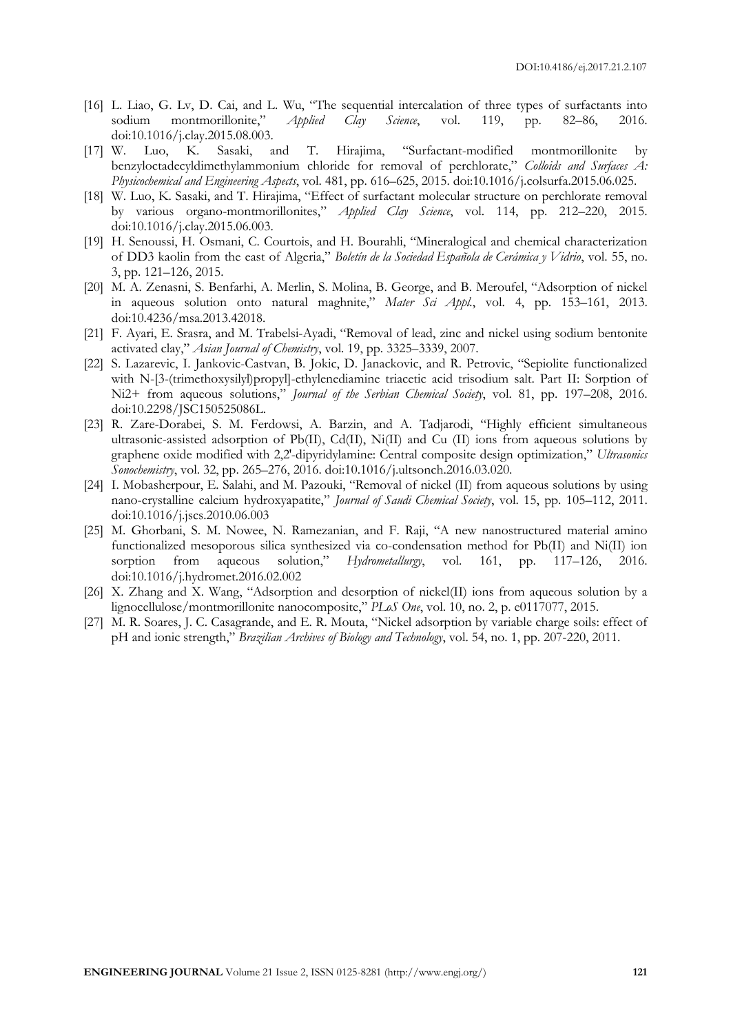[16] L. Liao, G. Lv, D. Cai, and L. Wu, "The sequential intercalation of three types of surfactants into sodium montmorillonite," *Applied Clay Science*, vol. 119, pp. 82–86, 2016. doi:10.1016/j.clay.2015.08.003.

[17] W. Luo, K. Sasaki, and T. Hirajima, "Surfactant-modified montmorillonite by benzyloctadecyldimethylammonium chloride for removal of perchlorate," *Colloids and Surfaces A: Physicochemical and Engineering Aspects*, vol. 481, pp. 616–625, 2015. doi:10.1016/j.colsurfa.2015.06.025.

[18] W. Luo, K. Sasaki, and T. Hirajima, "Effect of surfactant molecular structure on perchlorate removal by various organo-montmorillonites," *Applied Clay Science*, vol. 114, pp. 212–220, 2015. doi:10.1016/j.clay.2015.06.003.

[19] H. Senoussi, H. Osmani, C. Courtois, and H. Bourahli, "Mineralogical and chemical characterization of DD3 kaolin from the east of Algeria," *Boletín de la Sociedad Española de Cerámica y Vidrio*, vol. 55, no. 3, pp. 121–126, 2015.

[20] M. A. Zenasni, S. Benfarhi, A. Merlin, S. Molina, B. George, and B. Meroufel, "Adsorption of nickel in aqueous solution onto natural maghnite," *Mater Sci Appl.*, vol. 4, pp. 153–161, 2013. doi:10.4236/msa.2013.42018.

[21] F. Ayari, E. Srasra, and M. Trabelsi-Ayadi, "Removal of lead, zinc and nickel using sodium bentonite activated clay," *Asian Journal of Chemistry*, vol. 19, pp. 3325–3339, 2007.

[22] S. Lazarevic, I. Jankovic-Castvan, B. Jokic, D. Janackovic, and R. Petrovic, "Sepiolite functionalized with N-[3-(trimethoxysilyl)propyl]-ethylenediamine triacetic acid trisodium salt. Part II: Sorption of Ni2+ from aqueous solutions," *Journal of the Serbian Chemical Society*, vol. 81, pp. 197–208, 2016. doi:10.2298/JSC150525086L.

[23] R. Zare-Dorabei, S. M. Ferdowsi, A. Barzin, and A. Tadjarodi, "Highly efficient simultaneous ultrasonic-assisted adsorption of Pb(II), Cd(II), Ni(II) and Cu (II) ions from aqueous solutions by graphene oxide modified with 2,2'-dipyridylamine: Central composite design optimization," *Ultrasonics Sonochemistry*, vol. 32, pp. 265–276, 2016. doi:10.1016/j.ultsonch.2016.03.020.

[24] I. Mobasherpour, E. Salahi, and M. Pazouki, "Removal of nickel (II) from aqueous solutions by using nano-crystalline calcium hydroxyapatite," *Journal of Saudi Chemical Society*, vol. 15, pp. 105–112, 2011. doi:10.1016/j.jscs.2010.06.003

[25] M. Ghorbani, S. M. Nowee, N. Ramezanian, and F. Raji, "A new nanostructured material amino functionalized mesoporous silica synthesized via co-condensation method for Pb(II) and Ni(II) ion sorption from aqueous solution," *Hydrometallurgy*, vol. 161, pp. 117–126, 2016. doi:10.1016/j.hydromet.2016.02.002

[26] X. Zhang and X. Wang, "Adsorption and desorption of nickel(II) ions from aqueous solution by a lignocellulose/montmorillonite nanocomposite," *PLoS One*, vol. 10, no. 2, p. e0117077, 2015.

[27] M. R. Soares, J. C. Casagrande, and E. R. Mouta, "Nickel adsorption by variable charge soils: effect of pH and ionic strength," *Brazilian Archives of Biology and Technology*, vol. 54, no. 1, pp. 207-220, 2011.